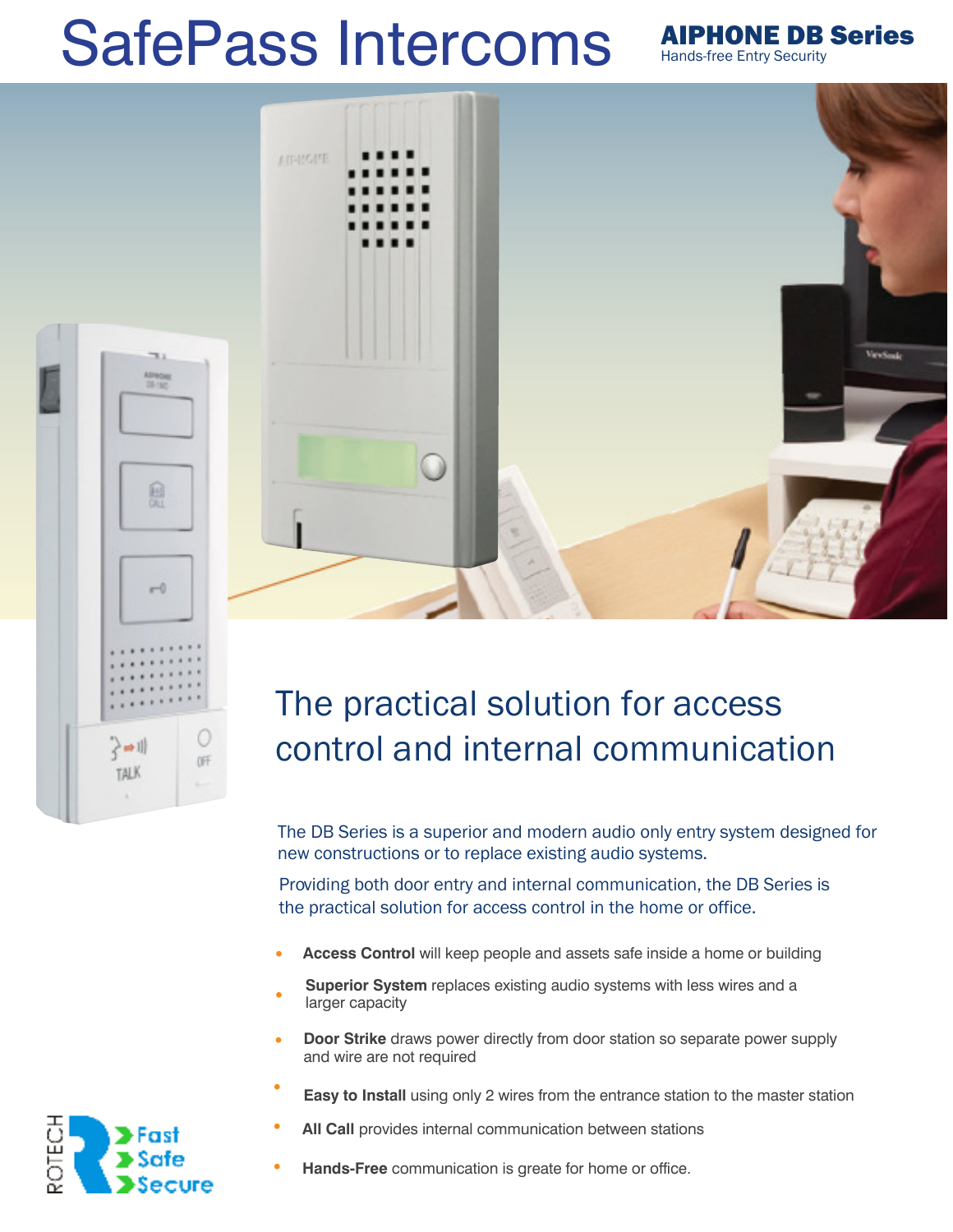# SafePass Intercoms

**AIPHONE DB Series**
Hands-free Entry Security

## The practical solution for access control and internal communication

The DB Series is a superior and modern audio only entry system designed for new constructions or to replace existing audio systems.

Providing both door entry and internal communication, the DB Series is the practical solution for access control in the home or office.

- **Access Control** will keep people and assets safe inside a home or building
- **Superior System** replaces existing audio systems with less wires and a larger capacity
- **Door Strike** draws power directly from door station so separate power supply and wire are not required
- **Easy to Install** using only 2 wires from the entrance station to the master station
- **All Call** provides internal communication between stations
- **Hands-Free** communication is greate for home or office.

ROTECH
Fast
Safe
Secure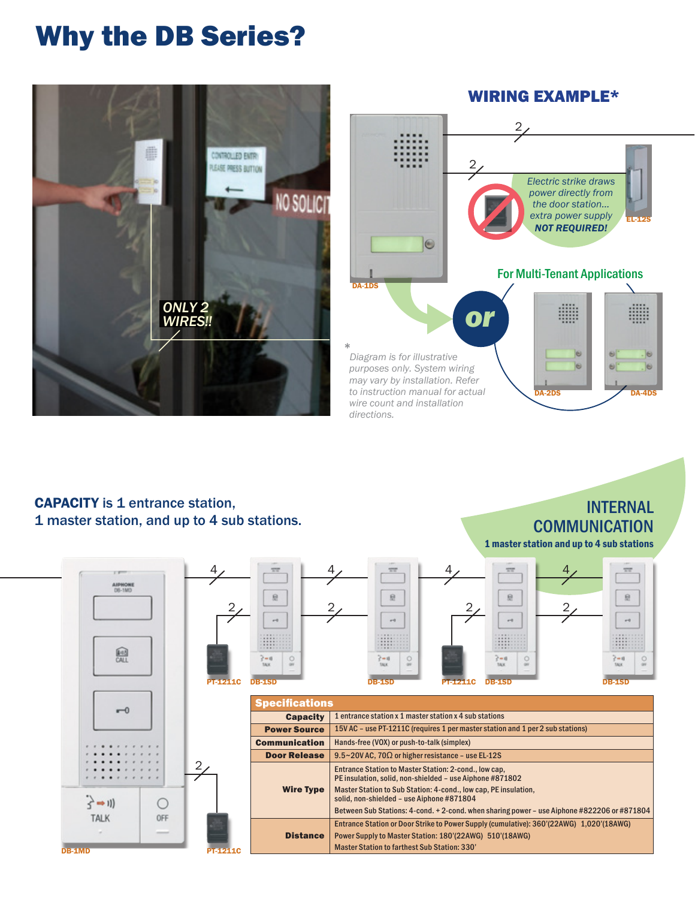# Why the DB Series?

ONLY 2 WIRES!!

## WIRING EXAMPLE*

2

2

Electric strike draws power directly from the door station... extra power supply **NOT REQUIRED!**

EL-12S

DA-1DS

For Multi-Tenant Applications

or

DA-2DS

DA-4DS

*Diagram is for illustrative purposes only. System wiring may vary by installation. Refer to instruction manual for actual wire count and installation directions.*

**CAPACITY** is 1 entrance station, 1 master station, and up to 4 sub stations.

## INTERNAL COMMUNICATION

**1 master station and up to 4 sub stations**

DB-1MD | PT-1211C | DB-1SD | DB-1SD | PT-1211C | DB-1SD | DB-1SD | PT-1211C

| Specifications | |
|---|---|
| **Capacity** | 1 entrance station x 1 master station x 4 sub stations |
| **Power Source** | 15V AC – use PT-1211C (requires 1 per master station and 1 per 2 sub stations) |
| **Communication** | Hands-free (VOX) or push-to-talk (simplex) |
| **Door Release** | 9.5~20V AC, 70Ω or higher resistance – use EL-12S |
| **Wire Type** | Entrance Station to Master Station: 2-cond., low cap, PE insulation, solid, non-shielded – use Aiphone #871802<br>Master Station to Sub Station: 4-cond., low cap, PE insulation, solid, non-shielded – use Aiphone #871804<br>Between Sub Stations: 4-cond. + 2-cond. when sharing power – use Aiphone #822206 or #871804 |
| **Distance** | Entrance Station or Door Strike to Power Supply (cumulative): 360'(22AWG) 1,020'(18AWG)<br>Power Supply to Master Station: 180'(22AWG) 510'(18AWG)<br>Master Station to farthest Sub Station: 330' |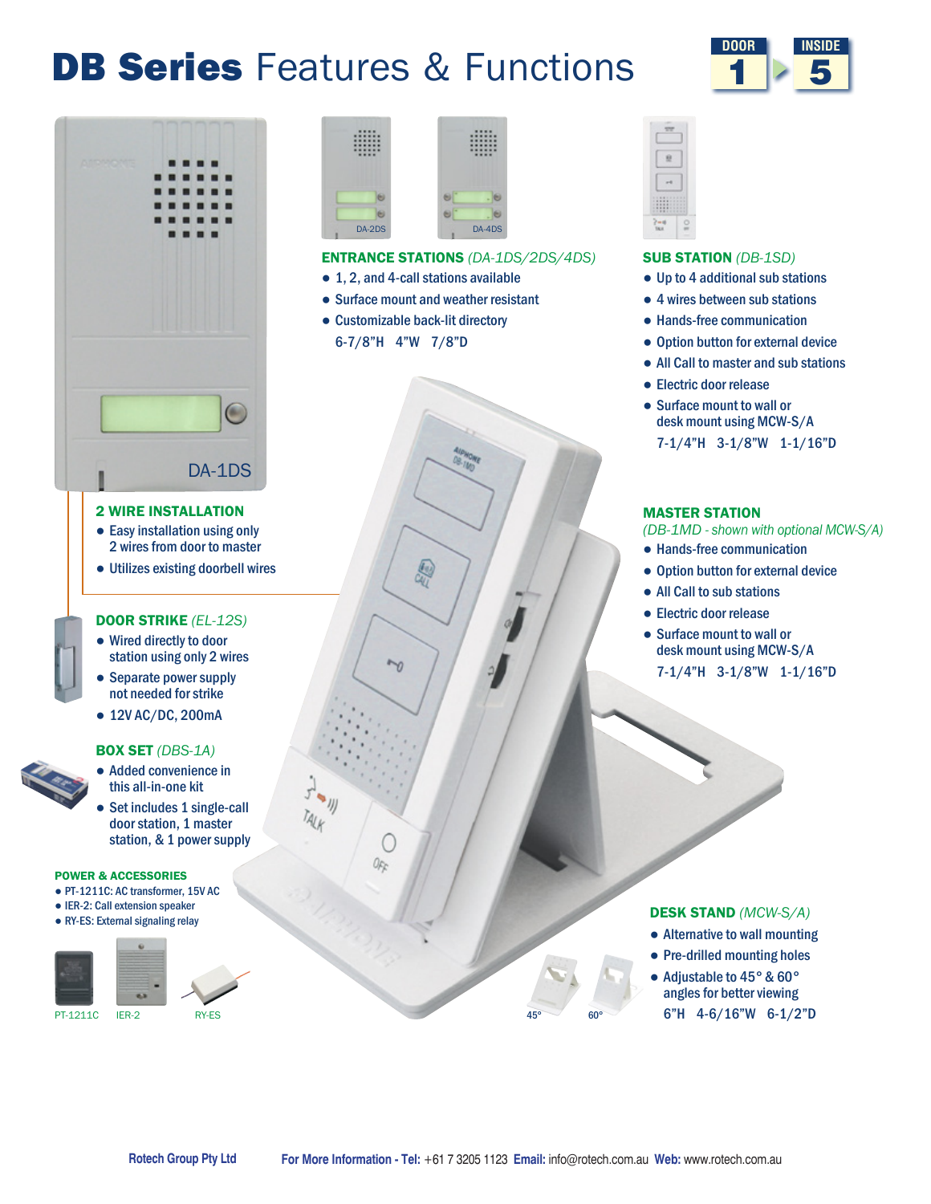# DB Series Features & Functions

DOOR 1 ▶ INSIDE 5

DA-1DS

## 2 WIRE INSTALLATION

- Easy installation using only 2 wires from door to master
- Utilizes existing doorbell wires

## DOOR STRIKE *(EL-12S)*

- Wired directly to door station using only 2 wires
- Separate power supply not needed for strike
- 12V AC/DC, 200mA

## BOX SET *(DBS-1A)*

- Added convenience in this all-in-one kit
- Set includes 1 single-call door station, 1 master station, & 1 power supply

### POWER & ACCESSORIES

- PT-1211C: AC transformer, 15V AC
- IER-2: Call extension speaker
- RY-ES: External signaling relay

PT-1211C IER-2 RY-ES

DA-2DS DA-4DS

## ENTRANCE STATIONS *(DA-1DS/2DS/4DS)*

- 1, 2, and 4-call stations available
- Surface mount and weather resistant
- Customizable back-lit directory

6-7/8"H 4"W 7/8"D

## SUB STATION *(DB-1SD)*

- Up to 4 additional sub stations
- 4 wires between sub stations
- Hands-free communication
- Option button for external device
- All Call to master and sub stations
- Electric door release
- Surface mount to wall or desk mount using MCW-S/A

7-1/4"H 3-1/8"W 1-1/16"D

## MASTER STATION

*(DB-1MD - shown with optional MCW-S/A)*

- Hands-free communication
- Option button for external device
- All Call to sub stations
- Electric door release
- Surface mount to wall or desk mount using MCW-S/A

7-1/4"H 3-1/8"W 1-1/16"D

## DESK STAND *(MCW-S/A)*

- Alternative to wall mounting
- Pre-drilled mounting holes
- Adjustable to 45° & 60° angles for better viewing

6"H 4-6/16"W 6-1/2"D

45° 60°

**Rotech Group Pty Ltd** **For More Information - Tel:** +61 7 3205 1123 **Email:** info@rotech.com.au **Web:** www.rotech.com.au